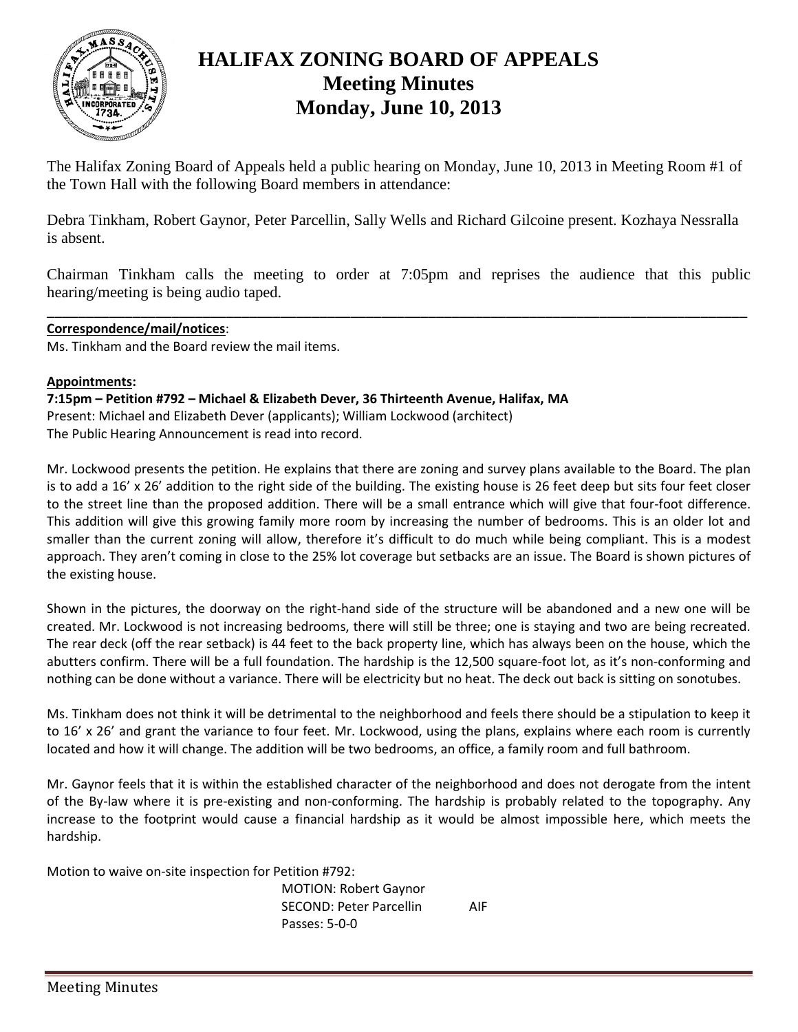# HALIFAX ZONING BOARD OF APPEALS
## Meeting Minutes
## Monday, June 10, 2013

The Halifax Zoning Board of Appeals held a public hearing on Monday, June 10, 2013 in Meeting Room #1 of the Town Hall with the following Board members in attendance:

Debra Tinkham, Robert Gaynor, Peter Parcellin, Sally Wells and Richard Gilcoine present. Kozhaya Nessralla is absent.

Chairman Tinkham calls the meeting to order at 7:05pm and reprises the audience that this public hearing/meeting is being audio taped.

---

**Correspondence/mail/notices**:

Ms. Tinkham and the Board review the mail items.

**Appointments:**

**7:15pm – Petition #792 – Michael & Elizabeth Dever, 36 Thirteenth Avenue, Halifax, MA**

Present: Michael and Elizabeth Dever (applicants); William Lockwood (architect)

The Public Hearing Announcement is read into record.

Mr. Lockwood presents the petition. He explains that there are zoning and survey plans available to the Board. The plan is to add a 16' x 26' addition to the right side of the building. The existing house is 26 feet deep but sits four feet closer to the street line than the proposed addition. There will be a small entrance which will give that four-foot difference. This addition will give this growing family more room by increasing the number of bedrooms. This is an older lot and smaller than the current zoning will allow, therefore it's difficult to do much while being compliant. This is a modest approach. They aren't coming in close to the 25% lot coverage but setbacks are an issue. The Board is shown pictures of the existing house.

Shown in the pictures, the doorway on the right-hand side of the structure will be abandoned and a new one will be created. Mr. Lockwood is not increasing bedrooms, there will still be three; one is staying and two are being recreated. The rear deck (off the rear setback) is 44 feet to the back property line, which has always been on the house, which the abutters confirm. There will be a full foundation. The hardship is the 12,500 square-foot lot, as it's non-conforming and nothing can be done without a variance. There will be electricity but no heat. The deck out back is sitting on sonotubes.

Ms. Tinkham does not think it will be detrimental to the neighborhood and feels there should be a stipulation to keep it to 16' x 26' and grant the variance to four feet. Mr. Lockwood, using the plans, explains where each room is currently located and how it will change. The addition will be two bedrooms, an office, a family room and full bathroom.

Mr. Gaynor feels that it is within the established character of the neighborhood and does not derogate from the intent of the By-law where it is pre-existing and non-conforming. The hardship is probably related to the topography. Any increase to the footprint would cause a financial hardship as it would be almost impossible here, which meets the hardship.

Motion to waive on-site inspection for Petition #792:

MOTION: Robert Gaynor
SECOND: Peter Parcellin AIF
Passes: 5-0-0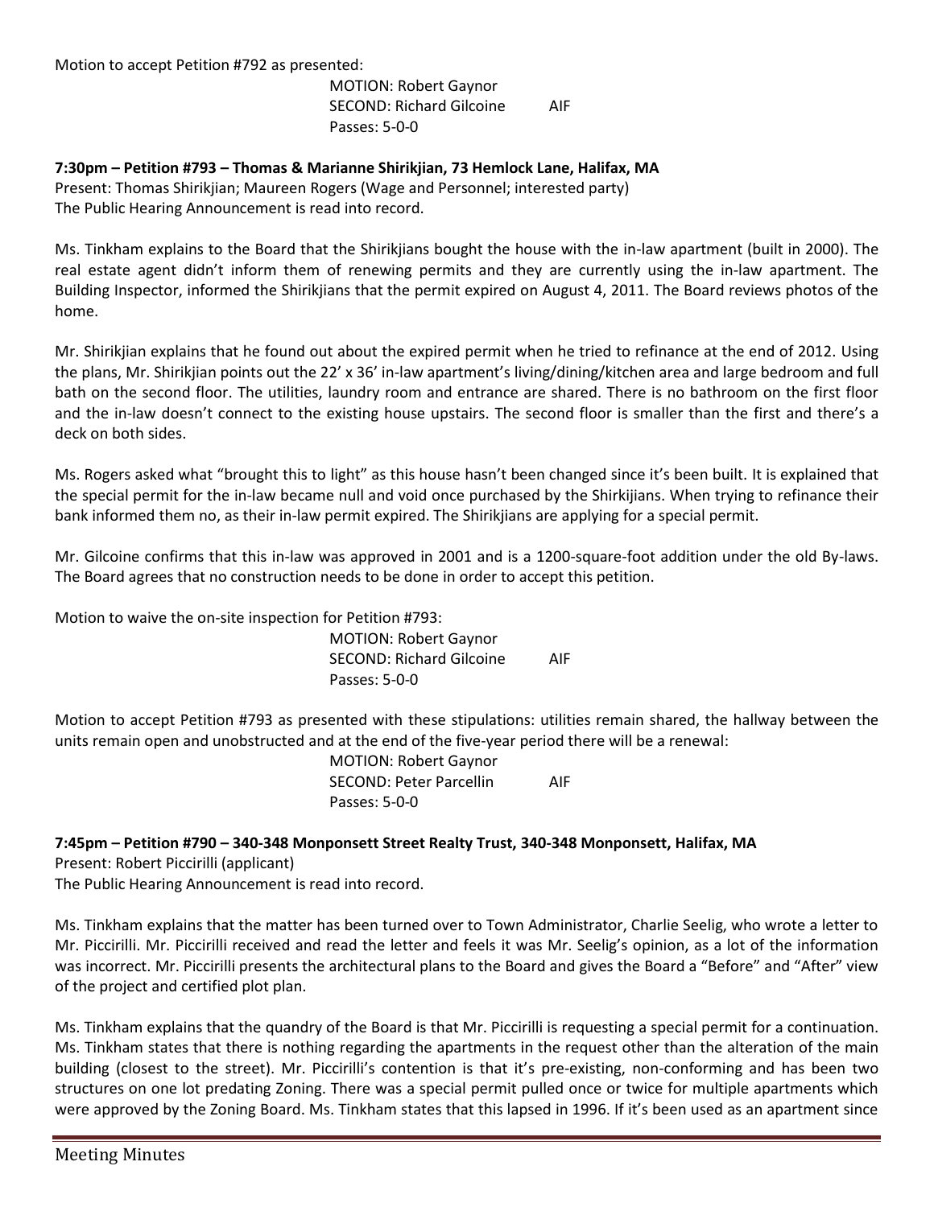Motion to accept Petition #792 as presented:

MOTION: Robert Gaynor
SECOND: Richard Gilcoine AIF
Passes: 5-0-0

**7:30pm – Petition #793 – Thomas & Marianne Shirikjian, 73 Hemlock Lane, Halifax, MA**
Present: Thomas Shirikjian; Maureen Rogers (Wage and Personnel; interested party)
The Public Hearing Announcement is read into record.

Ms. Tinkham explains to the Board that the Shirikjians bought the house with the in-law apartment (built in 2000). The real estate agent didn't inform them of renewing permits and they are currently using the in-law apartment. The Building Inspector, informed the Shirikjians that the permit expired on August 4, 2011. The Board reviews photos of the home.

Mr. Shirikjian explains that he found out about the expired permit when he tried to refinance at the end of 2012. Using the plans, Mr. Shirikjian points out the 22' x 36' in-law apartment's living/dining/kitchen area and large bedroom and full bath on the second floor. The utilities, laundry room and entrance are shared. There is no bathroom on the first floor and the in-law doesn't connect to the existing house upstairs. The second floor is smaller than the first and there's a deck on both sides.

Ms. Rogers asked what "brought this to light" as this house hasn't been changed since it's been built. It is explained that the special permit for the in-law became null and void once purchased by the Shirkjians. When trying to refinance their bank informed them no, as their in-law permit expired. The Shirikjians are applying for a special permit.

Mr. Gilcoine confirms that this in-law was approved in 2001 and is a 1200-square-foot addition under the old By-laws. The Board agrees that no construction needs to be done in order to accept this petition.

Motion to waive the on-site inspection for Petition #793:

MOTION: Robert Gaynor
SECOND: Richard Gilcoine AIF
Passes: 5-0-0

Motion to accept Petition #793 as presented with these stipulations: utilities remain shared, the hallway between the units remain open and unobstructed and at the end of the five-year period there will be a renewal:

MOTION: Robert Gaynor
SECOND: Peter Parcellin AIF
Passes: 5-0-0

**7:45pm – Petition #790 – 340-348 Monponsett Street Realty Trust, 340-348 Monponsett, Halifax, MA**
Present: Robert Piccirilli (applicant)
The Public Hearing Announcement is read into record.

Ms. Tinkham explains that the matter has been turned over to Town Administrator, Charlie Seelig, who wrote a letter to Mr. Piccirilli. Mr. Piccirilli received and read the letter and feels it was Mr. Seelig's opinion, as a lot of the information was incorrect. Mr. Piccirilli presents the architectural plans to the Board and gives the Board a "Before" and "After" view of the project and certified plot plan.

Ms. Tinkham explains that the quandry of the Board is that Mr. Piccirilli is requesting a special permit for a continuation. Ms. Tinkham states that there is nothing regarding the apartments in the request other than the alteration of the main building (closest to the street). Mr. Piccirilli's contention is that it's pre-existing, non-conforming and has been two structures on one lot predating Zoning. There was a special permit pulled once or twice for multiple apartments which were approved by the Zoning Board. Ms. Tinkham states that this lapsed in 1996. If it's been used as an apartment since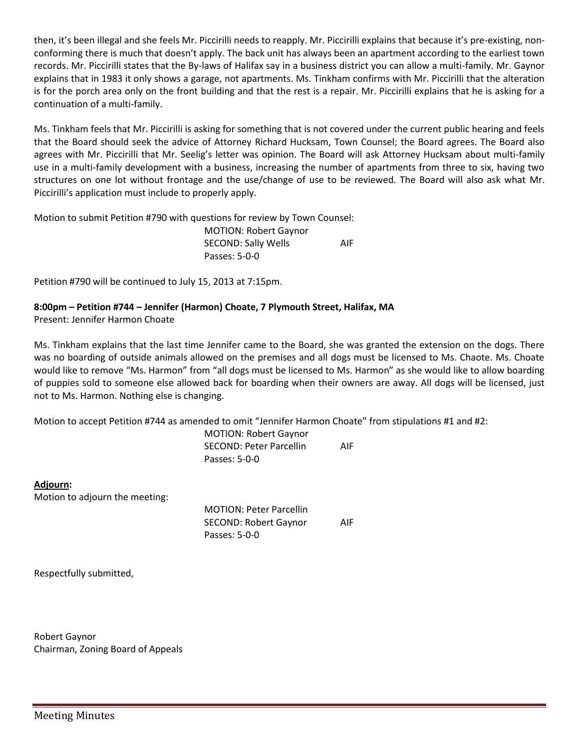then, it's been illegal and she feels Mr. Piccirilli needs to reapply. Mr. Piccirilli explains that because it's pre-existing, non-conforming there is much that doesn't apply. The back unit has always been an apartment according to the earliest town records. Mr. Piccirilli states that the By-laws of Halifax say in a business district you can allow a multi-family. Mr. Gaynor explains that in 1983 it only shows a garage, not apartments. Ms. Tinkham confirms with Mr. Piccirilli that the alteration is for the porch area only on the front building and that the rest is a repair. Mr. Piccirilli explains that he is asking for a continuation of a multi-family.

Ms. Tinkham feels that Mr. Piccirilli is asking for something that is not covered under the current public hearing and feels that the Board should seek the advice of Attorney Richard Hucksam, Town Counsel; the Board agrees. The Board also agrees with Mr. Piccirilli that Mr. Seelig's letter was opinion. The Board will ask Attorney Hucksam about multi-family use in a multi-family development with a business, increasing the number of apartments from three to six, having two structures on one lot without frontage and the use/change of use to be reviewed. The Board will also ask what Mr. Piccirilli's application must include to properly apply.

Motion to submit Petition #790 with questions for review by Town Counsel:

MOTION: Robert Gaynor
SECOND: Sally Wells AIF
Passes: 5-0-0

Petition #790 will be continued to July 15, 2013 at 7:15pm.

**8:00pm – Petition #744 – Jennifer (Harmon) Choate, 7 Plymouth Street, Halifax, MA**
Present: Jennifer Harmon Choate

Ms. Tinkham explains that the last time Jennifer came to the Board, she was granted the extension on the dogs. There was no boarding of outside animals allowed on the premises and all dogs must be licensed to Ms. Chaote. Ms. Choate would like to remove "Ms. Harmon" from "all dogs must be licensed to Ms. Harmon" as she would like to allow boarding of puppies sold to someone else allowed back for boarding when their owners are away. All dogs will be licensed, just not to Ms. Harmon. Nothing else is changing.

Motion to accept Petition #744 as amended to omit "Jennifer Harmon Choate" from stipulations #1 and #2:

MOTION: Robert Gaynor
SECOND: Peter Parcellin AIF
Passes: 5-0-0

**Adjourn:**
Motion to adjourn the meeting:

MOTION: Peter Parcellin
SECOND: Robert Gaynor AIF
Passes: 5-0-0

Respectfully submitted,

Robert Gaynor
Chairman, Zoning Board of Appeals